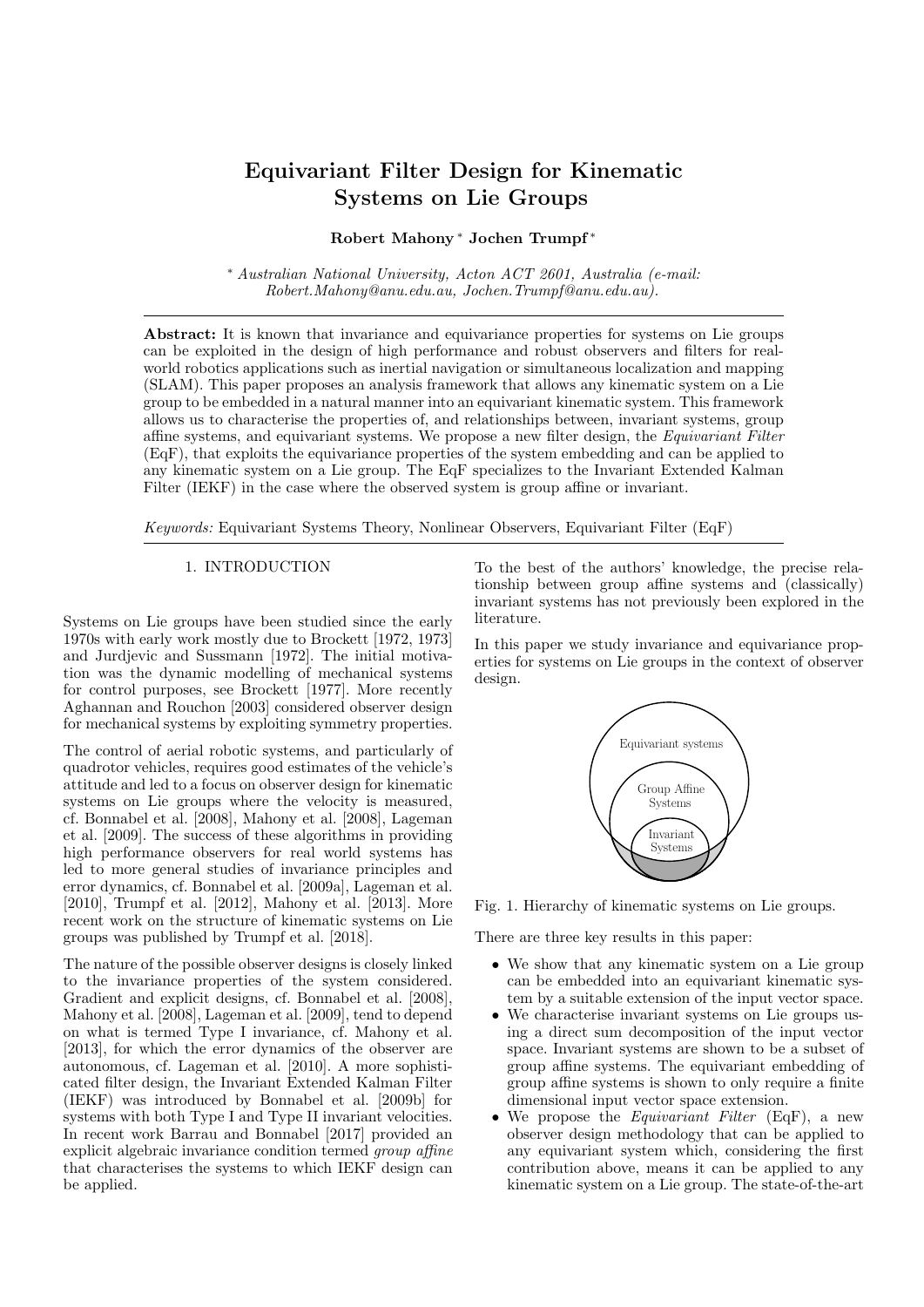# Equivariant Filter Design for Kinematic Systems on Lie Groups

**Robert Mahony** * **Jochen Trumpf** *

\* *Australian National University, Acton ACT 2601, Australia (e-mail: Robert.Mahony@anu.edu.au, Jochen.Trumpf@anu.edu.au).*

**Abstract:** It is known that invariance and equivariance properties for systems on Lie groups can be exploited in the design of high performance and robust observers and filters for real-world robotics applications such as inertial navigation or simultaneous localization and mapping (SLAM). This paper proposes an analysis framework that allows any kinematic system on a Lie group to be embedded in a natural manner into an equivariant kinematic system. This framework allows us to characterise the properties of, and relationships between, invariant systems, group affine systems, and equivariant systems. We propose a new filter design, the *Equivariant Filter* (EqF), that exploits the equivariance properties of the system embedding and can be applied to any kinematic system on a Lie group. The EqF specializes to the Invariant Extended Kalman Filter (IEKF) in the case where the observed system is group affine or invariant.

*Keywords:* Equivariant Systems Theory, Nonlinear Observers, Equivariant Filter (EqF)

## 1. INTRODUCTION

Systems on Lie groups have been studied since the early 1970s with early work mostly due to Brockett [1972, 1973] and Jurdjevic and Sussmann [1972]. The initial motivation was the dynamic modelling of mechanical systems for control purposes, see Brockett [1977]. More recently Aghannan and Rouchon [2003] considered observer design for mechanical systems by exploiting symmetry properties.

The control of aerial robotic systems, and particularly of quadrotor vehicles, requires good estimates of the vehicle's attitude and led to a focus on observer design for kinematic systems on Lie groups where the velocity is measured, cf. Bonnabel et al. [2008], Mahony et al. [2008], Lageman et al. [2009]. The success of these algorithms in providing high performance observers for real world systems has led to more general studies of invariance principles and error dynamics, cf. Bonnabel et al. [2009a], Lageman et al. [2010], Trumpf et al. [2012], Mahony et al. [2013]. More recent work on the structure of kinematic systems on Lie groups was published by Trumpf et al. [2018].

The nature of the possible observer designs is closely linked to the invariance properties of the system considered. Gradient and explicit designs, cf. Bonnabel et al. [2008], Mahony et al. [2008], Lageman et al. [2009], tend to depend on what is termed Type I invariance, cf. Mahony et al. [2013], for which the error dynamics of the observer are autonomous, cf. Lageman et al. [2010]. A more sophisticated filter design, the Invariant Extended Kalman Filter (IEKF) was introduced by Bonnabel et al. [2009b] for systems with both Type I and Type II invariant velocities. In recent work Barrau and Bonnabel [2017] provided an explicit algebraic invariance condition termed *group affine* that characterises the systems to which IEKF design can be applied.

To the best of the authors' knowledge, the precise relationship between group affine systems and (classically) invariant systems has not previously been explored in the literature.

In this paper we study invariance and equivariance properties for systems on Lie groups in the context of observer design.

Fig. 1. Hierarchy of kinematic systems on Lie groups.

There are three key results in this paper:

- We show that any kinematic system on a Lie group can be embedded into an equivariant kinematic system by a suitable extension of the input vector space.
- We characterise invariant systems on Lie groups using a direct sum decomposition of the input vector space. Invariant systems are shown to be a subset of group affine systems. The equivariant embedding of group affine systems is shown to only require a finite dimensional input vector space extension.
- We propose the *Equivariant Filter* (EqF), a new observer design methodology that can be applied to any equivariant system which, considering the first contribution above, means it can be applied to any kinematic system on a Lie group. The state-of-the-art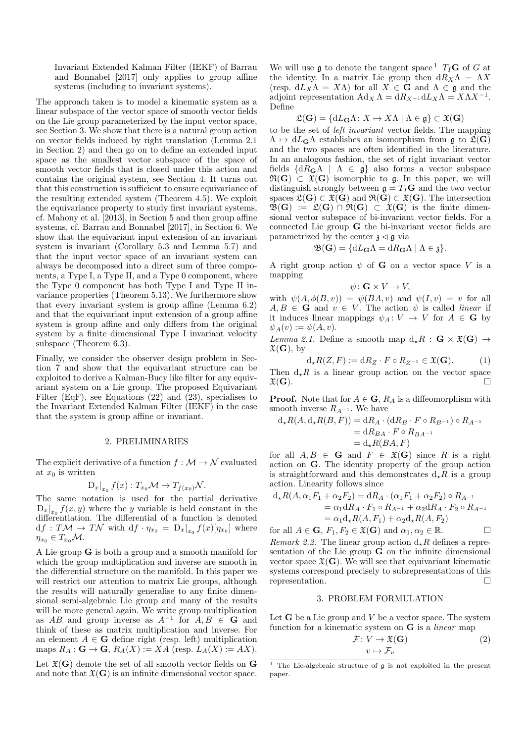Invariant Extended Kalman Filter (IEKF) of Barrau and Bonnabel [2017] only applies to group affine systems (including to invariant systems).

The approach taken is to model a kinematic system as a linear subspace of the vector space of smooth vector fields on the Lie group parameterized by the input vector space, see Section 3. We show that there is a natural group action on vector fields induced by right translation (Lemma 2.1 in Section 2) and then go on to define an extended input space as the smallest vector subspace of the space of smooth vector fields that is closed under this action and contains the original system, see Section 4. It turns out that this construction is sufficient to ensure equivariance of the resulting extended system (Theorem 4.5). We exploit the equivariance property to study first invariant systems, cf. Mahony et al. [2013], in Section 5 and then group affine systems, cf. Barrau and Bonnabel [2017], in Section 6. We show that the equivariant input extension of an invariant system is invariant (Corollary 5.3 and Lemma 5.7) and that the input vector space of an invariant system can always be decomposed into a direct sum of three components, a Type I, a Type II, and a Type 0 component, where the Type 0 component has both Type I and Type II invariance properties (Theorem 5.13). We furthermore show that every invariant system is group affine (Lemma 6.2) and that the equivariant input extension of a group affine system is group affine and only differs from the original system by a finite dimensional Type I invariant velocity subspace (Theorem 6.3).

Finally, we consider the observer design problem in Section 7 and show that the equivariant structure can be exploited to derive a Kalman-Bucy like filter for any equivariant system on a Lie group. The proposed Equivariant Filter (EqF), see Equations (22) and (23), specialises to the Invariant Extended Kalman Filter (IEKF) in the case that the system is group affine or invariant.

## 2. PRELIMINARIES

The explicit derivative of a function $f : \mathcal{M} \to \mathcal{N}$ evaluated at $x_0$ is written

$$\mathrm{D}_x|_{x_0} f(x) : T_{x_0}\mathcal{M} \to T_{f(x_0)}\mathcal{N}.$$

The same notation is used for the partial derivative $\mathrm{D}_x|_{x_0} f(x, y)$ where the $y$ variable is held constant in the differentiation. The differential of a function is denoted $\mathrm{d}f : T\mathcal{M} \to T\mathcal{N}$ with $\mathrm{d}f \cdot \eta_{x_0} = \mathrm{D}_x|_{x_0} f(x)[\eta_{x_0}]$ where $\eta_{x_0} \in T_{x_0}\mathcal{M}$.

A Lie group $\mathbf{G}$ is both a group and a smooth manifold for which the group multiplication and inverse are smooth in the differential structure on the manifold. In this paper we will restrict our attention to matrix Lie groups, although the results will naturally generalise to any finite dimensional semi-algebraic Lie group and many of the results will be more general again. We write group multiplication as $AB$ and group inverse as $A^{-1}$ for $A, B \in \mathbf{G}$ and think of these as matrix multiplication and inverse. For an element $A \in \mathbf{G}$ define right (resp. left) multiplication maps $R_A : \mathbf{G} \to \mathbf{G}$, $R_A(X) := XA$ (resp. $L_A(X) := AX$).

Let $\mathfrak{X}(\mathbf{G})$ denote the set of all smooth vector fields on $\mathbf{G}$ and note that $\mathfrak{X}(\mathbf{G})$ is an infinite dimensional vector space. We will use $\mathfrak{g}$ to denote the tangent space[1] $T_I\mathbf{G}$ of $G$ at the identity. In a matrix Lie group then $\mathrm{d}R_X\Lambda = \Lambda X$ (resp. $\mathrm{d}L_X\Lambda = X\Lambda$) for all $X \in \mathbf{G}$ and $\Lambda \in \mathfrak{g}$ and the adjoint representation $\mathrm{Ad}_X \Lambda = \mathrm{d}R_{X^{-1}}\mathrm{d}L_X\Lambda = X\Lambda X^{-1}$. Define

$$\mathfrak{L}(\mathbf{G}) = \{\mathrm{d}L_{\mathbf{G}}\Lambda \colon X \mapsto X\Lambda \mid \Lambda \in \mathfrak{g}\} \subset \mathfrak{X}(\mathbf{G})$$

to be the set of *left invariant* vector fields. The mapping $\Lambda \mapsto \mathrm{d}L_{\mathbf{G}}\Lambda$ establishes an isomorphism from $\mathfrak{g}$ to $\mathfrak{L}(\mathbf{G})$ and the two spaces are often identified in the literature. In an analogous fashion, the set of right invariant vector fields $\{\mathrm{d}R_{\mathbf{G}}\Lambda \mid \Lambda \in \mathfrak{g}\}$ also forms a vector subspace $\mathfrak{R}(\mathbf{G}) \subset \mathfrak{X}(\mathbf{G})$ isomorphic to $\mathfrak{g}$. In this paper, we will distinguish strongly between $\mathfrak{g} = T_I\mathbf{G}$ and the two vector spaces $\mathfrak{L}(\mathbf{G}) \subset \mathfrak{X}(\mathbf{G})$ and $\mathfrak{R}(\mathbf{G}) \subset \mathfrak{X}(\mathbf{G})$. The intersection $\mathfrak{B}(\mathbf{G}) := \mathfrak{L}(\mathbf{G}) \cap \mathfrak{R}(\mathbf{G}) \subset \mathfrak{X}(\mathbf{G})$ is the finite dimensional vector subspace of bi-invariant vector fields. For a connected Lie group $\mathbf{G}$ the bi-invariant vector fields are parametrized by the center $\mathfrak{z} \lhd \mathfrak{g}$ via

$$\mathfrak{B}(\mathbf{G}) = \{\mathrm{d}L_{\mathbf{G}}\Lambda = \mathrm{d}R_{\mathbf{G}}\Lambda \mid \Lambda \in \mathfrak{z}\}.$$

A right group action $\psi$ of $\mathbf{G}$ on a vector space $V$ is a mapping

$$\psi \colon \mathbf{G} \times V \to V,$$

with $\psi(A, \phi(B, v)) = \psi(BA, v)$ and $\psi(I, v) = v$ for all $A, B \in \mathbf{G}$ and $v \in V$. The action $\psi$ is called *linear* if it induces linear mappings $\psi_A \colon V \to V$ for $A \in \mathbf{G}$ by $\psi_A(v) := \psi(A, v)$.

*Lemma 2.1.* Define a smooth map $\mathrm{d}_\star R : \mathbf{G} \times \mathfrak{X}(\mathbf{G}) \to \mathfrak{X}(\mathbf{G})$, by

$$\mathrm{d}_\star R(Z, F) := \mathrm{d}R_Z \cdot F \circ R_{Z^{-1}} \in \mathfrak{X}(\mathbf{G}). \tag{1}$$

Then $\mathrm{d}_\star R$ is a linear group action on the vector space $\mathfrak{X}(\mathbf{G})$. □

**Proof.** Note that for $A \in \mathbf{G}$, $R_A$ is a diffeomorphism with smooth inverse $R_{A^{-1}}$. We have

$$\begin{aligned}
\mathrm{d}_\star R(A, \mathrm{d}_\star R(B, F)) &= \mathrm{d}R_A \cdot (\mathrm{d}R_B \cdot F \circ R_{B^{-1}}) \circ R_{A^{-1}} \\
&= \mathrm{d}R_{BA} \cdot F \circ R_{BA^{-1}} \\
&= \mathrm{d}_\star R(BA, F)
\end{aligned}$$

for all $A, B \in \mathbf{G}$ and $F \in \mathfrak{X}(\mathbf{G})$ since $R$ is a right action on $\mathbf{G}$. The identity property of the group action is straightforward and this demonstrates $\mathrm{d}_\star R$ is a group action. Linearity follows since

$$\begin{aligned}
\mathrm{d}_\star R(A, \alpha_1 F_1 + \alpha_2 F_2) &= \mathrm{d}R_A \cdot (\alpha_1 F_1 + \alpha_2 F_2) \circ R_{A^{-1}} \\
&= \alpha_1 \mathrm{d}R_A \cdot F_1 \circ R_{A^{-1}} + \alpha_2 \mathrm{d}R_A \cdot F_2 \circ R_{A^{-1}} \\
&= \alpha_1 \mathrm{d}_\star R(A, F_1) + \alpha_2 \mathrm{d}_\star R(A, F_2)
\end{aligned}$$

for all $A \in \mathbf{G}$, $F_1, F_2 \in \mathfrak{X}(\mathbf{G})$ and $\alpha_1, \alpha_2 \in \mathbb{R}$. □

*Remark 2.2.* The linear group action $\mathrm{d}_\star R$ defines a representation of the Lie group $\mathbf{G}$ on the infinite dimensional vector space $\mathfrak{X}(\mathbf{G})$. We will see that equivariant kinematic systems correspond precisely to subrepresentations of this representation. □

## 3. PROBLEM FORMULATION

Let $\mathbf{G}$ be a Lie group and $V$ be a vector space. The system function for a kinematic system on $\mathbf{G}$ is a *linear* map

$$\begin{aligned}
\mathcal{F} \colon V &\to \mathfrak{X}(\mathbf{G}) \\
v &\mapsto \mathcal{F}_v
\end{aligned} \tag{2}$$

[1] The Lie-algebraic structure of $\mathfrak{g}$ is not exploited in the present paper.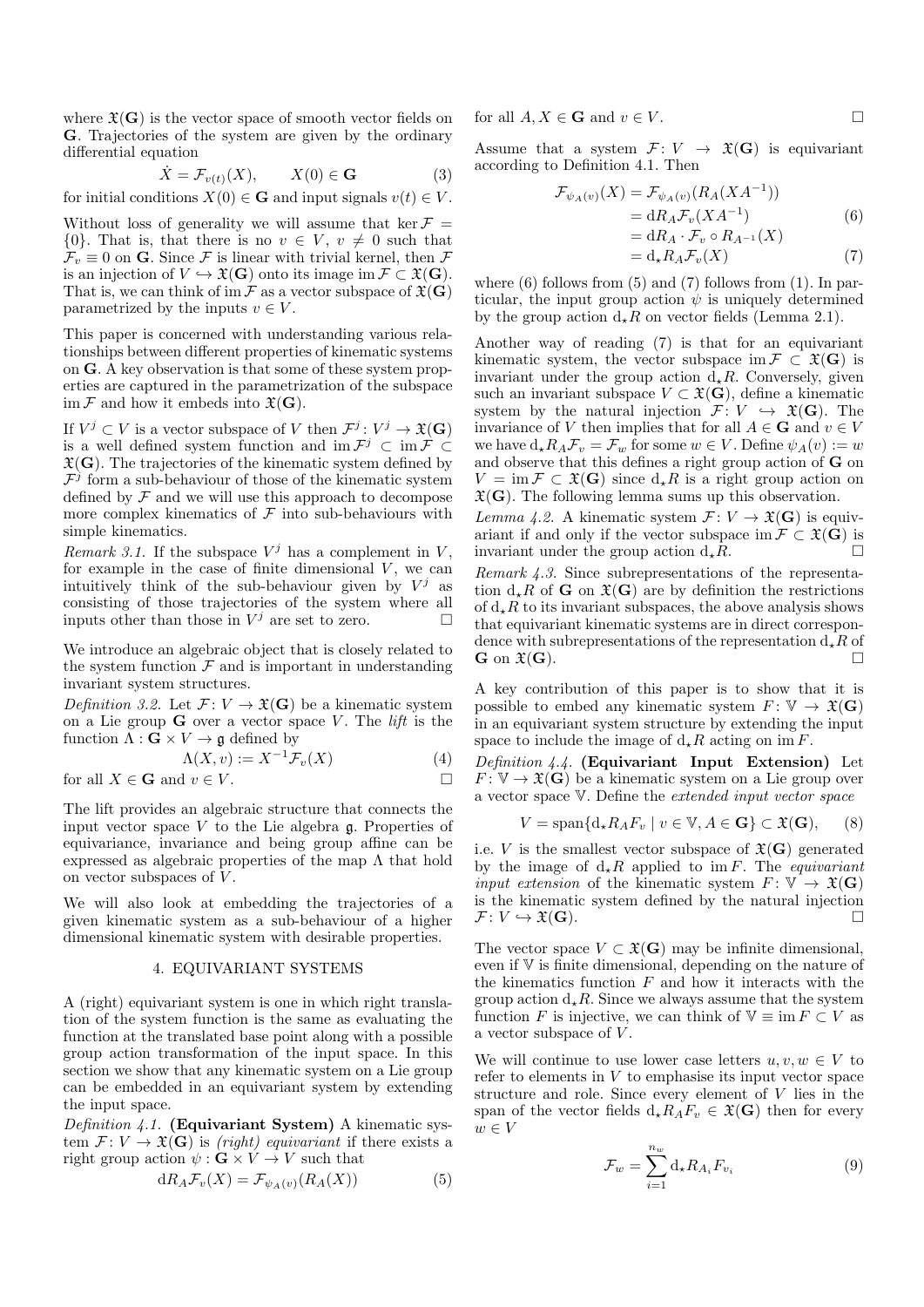where $\mathfrak{X}(\mathbf{G})$ is the vector space of smooth vector fields on $\mathbf{G}$. Trajectories of the system are given by the ordinary differential equation

$$\dot{X} = \mathcal{F}_{v(t)}(X), \qquad X(0) \in \mathbf{G} \tag{3}$$

for initial conditions $X(0) \in \mathbf{G}$ and input signals $v(t) \in V$.

Without loss of generality we will assume that $\ker \mathcal{F} = \{0\}$. That is, that there is no $v \in V$, $v \neq 0$ such that $\mathcal{F}_v \equiv 0$ on $\mathbf{G}$. Since $\mathcal{F}$ is linear with trivial kernel, then $\mathcal{F}$ is an injection of $V \hookrightarrow \mathfrak{X}(\mathbf{G})$ onto its image $\operatorname{im} \mathcal{F} \subset \mathfrak{X}(\mathbf{G})$. That is, we can think of $\operatorname{im} \mathcal{F}$ as a vector subspace of $\mathfrak{X}(\mathbf{G})$ parametrized by the inputs $v \in V$.

This paper is concerned with understanding various relationships between different properties of kinematic systems on $\mathbf{G}$. A key observation is that some of these system properties are captured in the parametrization of the subspace $\operatorname{im} \mathcal{F}$ and how it embeds into $\mathfrak{X}(\mathbf{G})$.

If $V^j \subset V$ is a vector subspace of $V$ then $\mathcal{F}^j \colon V^j \to \mathfrak{X}(\mathbf{G})$ is a well defined system function and $\operatorname{im} \mathcal{F}^j \subset \operatorname{im} \mathcal{F} \subset \mathfrak{X}(\mathbf{G})$. The trajectories of the kinematic system defined by $\mathcal{F}^j$ form a sub-behaviour of those of the kinematic system defined by $\mathcal{F}$ and we will use this approach to decompose more complex kinematics of $\mathcal{F}$ into sub-behaviours with simple kinematics.

*Remark 3.1.* If the subspace $V^j$ has a complement in $V$, for example in the case of finite dimensional $V$, we can intuitively think of the sub-behaviour given by $V^j$ as consisting of those trajectories of the system where all inputs other than those in $V^j$ are set to zero. $\square$

We introduce an algebraic object that is closely related to the system function $\mathcal{F}$ and is important in understanding invariant system structures.

*Definition 3.2.* Let $\mathcal{F} \colon V \to \mathfrak{X}(\mathbf{G})$ be a kinematic system on a Lie group $\mathbf{G}$ over a vector space $V$. The *lift* is the function $\Lambda : \mathbf{G} \times V \to \mathfrak{g}$ defined by

$$\Lambda(X, v) := X^{-1} \mathcal{F}_v(X) \tag{4}$$

for all $X \in \mathbf{G}$ and $v \in V$. $\square$

The lift provides an algebraic structure that connects the input vector space $V$ to the Lie algebra $\mathfrak{g}$. Properties of equivariance, invariance and being group affine can be expressed as algebraic properties of the map $\Lambda$ that hold on vector subspaces of $V$.

We will also look at embedding the trajectories of a given kinematic system as a sub-behaviour of a higher dimensional kinematic system with desirable properties.

## 4. EQUIVARIANT SYSTEMS

A (right) equivariant system is one in which right translation of the system function is the same as evaluating the function at the translated base point along with a possible group action transformation of the input space. In this section we show that any kinematic system on a Lie group can be embedded in an equivariant system by extending the input space.

*Definition 4.1.* **(Equivariant System)** A kinematic system $\mathcal{F} \colon V \to \mathfrak{X}(\mathbf{G})$ is *(right) equivariant* if there exists a right group action $\psi : \mathbf{G} \times V \to V$ such that

$$\mathrm{d}R_A \mathcal{F}_v(X) = \mathcal{F}_{\psi_A(v)}(R_A(X)) \tag{5}$$

for all $A, X \in \mathbf{G}$ and $v \in V$. $\square$

Assume that a system $\mathcal{F} \colon V \to \mathfrak{X}(\mathbf{G})$ is equivariant according to Definition 4.1. Then

$$\begin{aligned}
\mathcal{F}_{\psi_A(v)}(X) &= \mathcal{F}_{\psi_A(v)}(R_A(XA^{-1})) \\
&= \mathrm{d}R_A \mathcal{F}_v(XA^{-1}) \qquad (6) \\
&= \mathrm{d}R_A \cdot \mathcal{F}_v \circ R_{A^{-1}}(X) \\
&= \mathrm{d}_\star R_A \mathcal{F}_v(X) \qquad (7)
\end{aligned}$$

where (6) follows from (5) and (7) follows from (1). In particular, the input group action $\psi$ is uniquely determined by the group action $\mathrm{d}_\star R$ on vector fields (Lemma 2.1).

Another way of reading (7) is that for an equivariant kinematic system, the vector subspace $\operatorname{im} \mathcal{F} \subset \mathfrak{X}(\mathbf{G})$ is invariant under the group action $\mathrm{d}_\star R$. Conversely, given such an invariant subspace $V \subset \mathfrak{X}(\mathbf{G})$, define a kinematic system by the natural injection $\mathcal{F} \colon V \hookrightarrow \mathfrak{X}(\mathbf{G})$. The invariance of $V$ then implies that for all $A \in \mathbf{G}$ and $v \in V$ we have $\mathrm{d}_\star R_A \mathcal{F}_v = \mathcal{F}_w$ for some $w \in V$. Define $\psi_A(v) := w$ and observe that this defines a right group action of $\mathbf{G}$ on $V = \operatorname{im} \mathcal{F} \subset \mathfrak{X}(\mathbf{G})$ since $\mathrm{d}_\star R$ is a right group action on $\mathfrak{X}(\mathbf{G})$. The following lemma sums up this observation.

*Lemma 4.2.* A kinematic system $\mathcal{F} \colon V \to \mathfrak{X}(\mathbf{G})$ is equivariant if and only if the vector subspace $\operatorname{im} \mathcal{F} \subset \mathfrak{X}(\mathbf{G})$ is invariant under the group action $\mathrm{d}_\star R$. $\square$

*Remark 4.3.* Since subrepresentations of the representation $\mathrm{d}_\star R$ of $\mathbf{G}$ on $\mathfrak{X}(\mathbf{G})$ are by definition the restrictions of $\mathrm{d}_\star R$ to its invariant subspaces, the above analysis shows that equivariant kinematic systems are in direct correspondence with subrepresentations of the representation $\mathrm{d}_\star R$ of $\mathbf{G}$ on $\mathfrak{X}(\mathbf{G})$. $\square$

A key contribution of this paper is to show that it is possible to embed any kinematic system $F \colon \mathbb{V} \to \mathfrak{X}(\mathbf{G})$ in an equivariant system structure by extending the input space to include the image of $\mathrm{d}_\star R$ acting on $\operatorname{im} F$.

*Definition 4.4.* **(Equivariant Input Extension)** Let $F \colon \mathbb{V} \to \mathfrak{X}(\mathbf{G})$ be a kinematic system on a Lie group over a vector space $\mathbb{V}$. Define the *extended input vector space*

$$V = \operatorname{span}\{\mathrm{d}_\star R_A F_v \mid v \in \mathbb{V}, A \in \mathbf{G}\} \subset \mathfrak{X}(\mathbf{G}), \tag{8}$$

i.e. $V$ is the smallest vector subspace of $\mathfrak{X}(\mathbf{G})$ generated by the image of $\mathrm{d}_\star R$ applied to $\operatorname{im} F$. The *equivariant input extension* of the kinematic system $F \colon \mathbb{V} \to \mathfrak{X}(\mathbf{G})$ is the kinematic system defined by the natural injection $\mathcal{F} \colon V \hookrightarrow \mathfrak{X}(\mathbf{G})$. $\square$

The vector space $V \subset \mathfrak{X}(\mathbf{G})$ may be infinite dimensional, even if $\mathbb{V}$ is finite dimensional, depending on the nature of the kinematics function $F$ and how it interacts with the group action $\mathrm{d}_\star R$. Since we always assume that the system function $F$ is injective, we can think of $\mathbb{V} \equiv \operatorname{im} F \subset V$ as a vector subspace of $V$.

We will continue to use lower case letters $u, v, w \in V$ to refer to elements in $V$ to emphasise its input vector space structure and role. Since every element of $V$ lies in the span of the vector fields $\mathrm{d}_\star R_A F_v \in \mathfrak{X}(\mathbf{G})$ then for every $w \in V$

$$\mathcal{F}_w = \sum_{i=1}^{n_w} \mathrm{d}_\star R_{A_i} F_{v_i} \tag{9}$$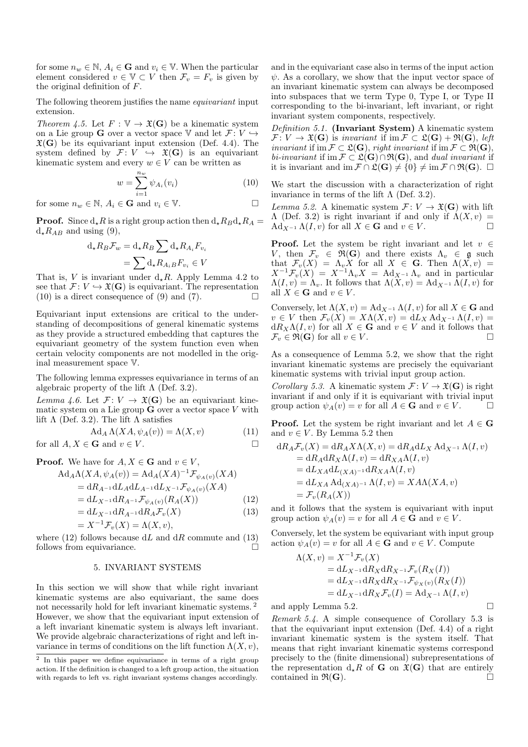for some $n_w \in \mathbb{N}$, $A_i \in \mathbf{G}$ and $v_i \in \mathbb{V}$. When the particular element considered $v \in \mathbb{V} \subset V$ then $\mathcal{F}_v = F_v$ is given by the original definition of $F$.

The following theorem justifies the name *equivariant* input extension.

*Theorem 4.5.* Let $F : \mathbb{V} \to \mathfrak{X}(\mathbf{G})$ be a kinematic system on a Lie group $\mathbf{G}$ over a vector space $\mathbb{V}$ and let $\mathcal{F}\colon V \hookrightarrow \mathfrak{X}(\mathbf{G})$ be its equivariant input extension (Def. 4.4). The system defined by $\mathcal{F}\colon V \hookrightarrow \mathfrak{X}(\mathbf{G})$ is an equivariant kinematic system and every $w \in V$ can be written as

$$w = \sum_{i=1}^{n_w} \psi_{A_i}(v_i) \tag{10}$$

for some $n_w \in \mathbb{N}$, $A_i \in \mathbf{G}$ and $v_i \in \mathbb{V}$. □

**Proof.** Since $\mathrm{d}_\star R$ is a right group action then $\mathrm{d}_\star R_B \mathrm{d}_\star R_A = \mathrm{d}_\star R_{AB}$ and using (9),

$$\begin{aligned}
\mathrm{d}_\star R_B \mathcal{F}_w &= \mathrm{d}_\star R_B \sum \mathrm{d}_\star R_{A_i} F_{v_i} \\
&= \sum \mathrm{d}_\star R_{A_i B} F_{v_i} \in V
\end{aligned}$$

That is, $V$ is invariant under $\mathrm{d}_\star R$. Apply Lemma 4.2 to see that $\mathcal{F}\colon V \hookrightarrow \mathfrak{X}(\mathbf{G})$ is equivariant. The representation (10) is a direct consequence of (9) and (7). □

Equivariant input extensions are critical to the understanding of decompositions of general kinematic systems as they provide a structured embedding that captures the equivariant geometry of the system function even when certain velocity components are not modelled in the original measurement space $\mathbb{V}$.

The following lemma expresses equivariance in terms of an algebraic property of the lift $\Lambda$ (Def. 3.2).

*Lemma 4.6.* Let $\mathcal{F}\colon V \to \mathfrak{X}(\mathbf{G})$ be an equivariant kinematic system on a Lie group $\mathbf{G}$ over a vector space $V$ with lift $\Lambda$ (Def. 3.2). The lift $\Lambda$ satisfies

$$\mathrm{Ad}_A \Lambda(XA, \psi_A(v)) = \Lambda(X, v) \tag{11}$$

for all $A, X \in \mathbf{G}$ and $v \in V$. □

**Proof.** We have for $A, X \in \mathbf{G}$ and $v \in V$,

$$\begin{aligned}
\mathrm{Ad}_A \Lambda(XA, \psi_A(v)) &= \mathrm{Ad}_A (XA)^{-1} \mathcal{F}_{\psi_A(v)}(XA) \\
&= \mathrm{d}R_{A^{-1}} \mathrm{d}L_A \mathrm{d}L_{A^{-1}} \mathrm{d}L_{X^{-1}} \mathcal{F}_{\psi_A(v)}(XA) \\
&= \mathrm{d}L_{X^{-1}} \mathrm{d}R_{A^{-1}} \mathcal{F}_{\psi_A(v)}(R_A(X)) \qquad (12)\\
&= \mathrm{d}L_{X^{-1}} \mathrm{d}R_{A^{-1}} \mathrm{d}R_A \mathcal{F}_v(X) \qquad (13)\\
&= X^{-1} \mathcal{F}_v(X) = \Lambda(X, v),
\end{aligned}$$

where (12) follows because $\mathrm{d}L$ and $\mathrm{d}R$ commute and (13) follows from equivariance. □

## 5. INVARIANT SYSTEMS

In this section we will show that while right invariant kinematic systems are also equivariant, the same does not necessarily hold for left invariant kinematic systems. [2] However, we show that the equivariant input extension of a left invariant kinematic system is always left invariant. We provide algebraic characterizations of right and left invariance in terms of conditions on the lift function $\Lambda(X, v)$, and in the equivariant case also in terms of the input action $\psi$. As a corollary, we show that the input vector space of an invariant kinematic system can always be decomposed into subspaces that we term Type 0, Type I, or Type II corresponding to the bi-invariant, left invariant, or right invariant system components, respectively.

[2] In this paper we define equivariance in terms of a right group action. If the definition is changed to a left group action, the situation with regards to left vs. right invariant systems changes accordingly.

*Definition 5.1.* **(Invariant System)** A kinematic system $\mathcal{F}\colon V \to \mathfrak{X}(\mathbf{G})$ is *invariant* if $\operatorname{im} \mathcal{F} \subset \mathfrak{L}(\mathbf{G}) + \mathfrak{R}(\mathbf{G})$, *left invariant* if $\operatorname{im} \mathcal{F} \subset \mathfrak{L}(\mathbf{G})$, *right invariant* if $\operatorname{im} \mathcal{F} \subset \mathfrak{R}(\mathbf{G})$, *bi-invariant* if $\operatorname{im} \mathcal{F} \subset \mathfrak{L}(\mathbf{G}) \cap \mathfrak{R}(\mathbf{G})$, and *dual invariant* if it is invariant and $\operatorname{im} \mathcal{F} \cap \mathfrak{L}(\mathbf{G}) \neq \{0\} \neq \operatorname{im} \mathcal{F} \cap \mathfrak{R}(\mathbf{G})$. □

We start the discussion with a characterization of right invariance in terms of the lift $\Lambda$ (Def. 3.2).

*Lemma 5.2.* A kinematic system $\mathcal{F}\colon V \to \mathfrak{X}(\mathbf{G})$ with lift $\Lambda$ (Def. 3.2) is right invariant if and only if $\Lambda(X, v) = \mathrm{Ad}_{X^{-1}} \Lambda(I, v)$ for all $X \in \mathbf{G}$ and $v \in V$. □

**Proof.** Let the system be right invariant and let $v \in V$, then $\mathcal{F}_v \in \mathfrak{R}(\mathbf{G})$ and there exists $\Lambda_v \in \mathfrak{g}$ such that $\mathcal{F}_v(X) = \Lambda_v X$ for all $X \in \mathbf{G}$. Then $\Lambda(X, v) = X^{-1} \mathcal{F}_v(X) = X^{-1} \Lambda_v X = \mathrm{Ad}_{X^{-1}} \Lambda_v$ and in particular $\Lambda(I, v) = \Lambda_v$. It follows that $\Lambda(X, v) = \mathrm{Ad}_{X^{-1}} \Lambda(I, v)$ for all $X \in \mathbf{G}$ and $v \in V$.

Conversely, let $\Lambda(X, v) = \mathrm{Ad}_{X^{-1}} \Lambda(I, v)$ for all $X \in \mathbf{G}$ and $v \in V$ then $\mathcal{F}_v(X) = X\Lambda(X, v) = \mathrm{d}L_X \mathrm{Ad}_{X^{-1}} \Lambda(I, v) = \mathrm{d}R_X \Lambda(I, v)$ for all $X \in \mathbf{G}$ and $v \in V$ and it follows that $\mathcal{F}_v \in \mathfrak{R}(\mathbf{G})$ for all $v \in V$. □

As a consequence of Lemma 5.2, we show that the right invariant kinematic systems are precisely the equivariant kinematic systems with trivial input group action.

*Corollary 5.3.* A kinematic system $\mathcal{F}\colon V \to \mathfrak{X}(\mathbf{G})$ is right invariant if and only if it is equivariant with trivial input group action $\psi_A(v) = v$ for all $A \in \mathbf{G}$ and $v \in V$. □

**Proof.** Let the system be right invariant and let $A \in \mathbf{G}$ and $v \in V$. By Lemma 5.2 then

$$\begin{aligned}
\mathrm{d}R_A \mathcal{F}_v(X) &= \mathrm{d}R_A X \Lambda(X, v) = \mathrm{d}R_A \mathrm{d}L_X \mathrm{Ad}_{X^{-1}} \Lambda(I, v) \\
&= \mathrm{d}R_A \mathrm{d}R_X \Lambda(I, v) = \mathrm{d}R_{XA} \Lambda(I, v) \\
&= \mathrm{d}L_{XA} \mathrm{d}L_{(XA)^{-1}} \mathrm{d}R_{XA} \Lambda(I, v) \\
&= \mathrm{d}L_{XA} \mathrm{Ad}_{(XA)^{-1}} \Lambda(I, v) = XA\Lambda(XA, v) \\
&= \mathcal{F}_v(R_A(X))
\end{aligned}$$

and it follows that the system is equivariant with input group action $\psi_A(v) = v$ for all $A \in \mathbf{G}$ and $v \in V$.

Conversely, let the system be equivariant with input group action $\psi_A(v) = v$ for all $A \in \mathbf{G}$ and $v \in V$. Compute

$$\begin{aligned}
\Lambda(X, v) &= X^{-1} \mathcal{F}_v(X) \\
&= \mathrm{d}L_{X^{-1}} \mathrm{d}R_X \mathrm{d}R_{X^{-1}} \mathcal{F}_v(R_X(I)) \\
&= \mathrm{d}L_{X^{-1}} \mathrm{d}R_X \mathrm{d}R_{X^{-1}} \mathcal{F}_{\psi_X(v)}(R_X(I)) \\
&= \mathrm{d}L_{X^{-1}} \mathrm{d}R_X \mathcal{F}_v(I) = \mathrm{Ad}_{X^{-1}} \Lambda(I, v)
\end{aligned}$$

and apply Lemma 5.2. □

*Remark 5.4.* A simple consequence of Corollary 5.3 is that the equivariant input extension (Def. 4.4) of a right invariant kinematic system is the system itself. That means that right invariant kinematic systems correspond precisely to the (finite dimensional) subrepresentations of the representation $\mathrm{d}_\star R$ of $\mathbf{G}$ on $\mathfrak{X}(\mathbf{G})$ that are entirely contained in $\mathfrak{R}(\mathbf{G})$. □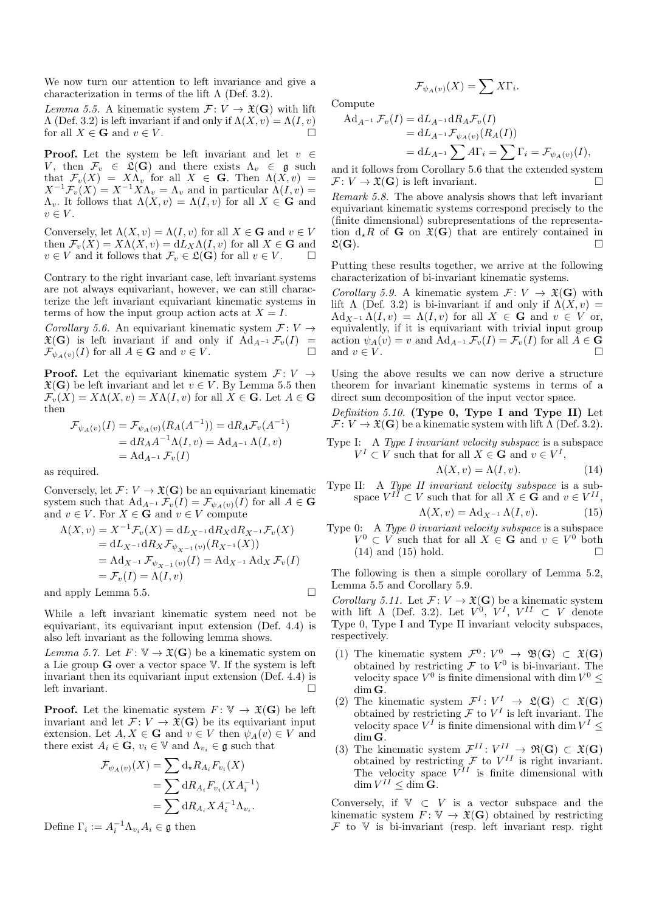We now turn our attention to left invariance and give a characterization in terms of the lift $\Lambda$ (Def. 3.2).

*Lemma 5.5.* A kinematic system $\mathcal{F}\colon V \to \mathfrak{X}(\mathbf{G})$ with lift $\Lambda$ (Def. 3.2) is left invariant if and only if $\Lambda(X, v) = \Lambda(I, v)$ for all $X \in \mathbf{G}$ and $v \in V$. $\square$

**Proof.** Let the system be left invariant and let $v \in V$, then $\mathcal{F}_v \in \mathfrak{L}(\mathbf{G})$ and there exists $\Lambda_v \in \mathfrak{g}$ such that $\mathcal{F}_v(X) = X\Lambda_v$ for all $X \in \mathbf{G}$. Then $\Lambda(X, v) = X^{-1}\mathcal{F}_v(X) = X^{-1}X\Lambda_v = \Lambda_v$ and in particular $\Lambda(I, v) = \Lambda_v$. It follows that $\Lambda(X, v) = \Lambda(I, v)$ for all $X \in \mathbf{G}$ and $v \in V$.

Conversely, let $\Lambda(X, v) = \Lambda(I, v)$ for all $X \in \mathbf{G}$ and $v \in V$ then $\mathcal{F}_v(X) = X\Lambda(X, v) = \mathrm{d}L_X\Lambda(I, v)$ for all $X \in \mathbf{G}$ and $v \in V$ and it follows that $\mathcal{F}_v \in \mathfrak{L}(\mathbf{G})$ for all $v \in V$. $\square$

Contrary to the right invariant case, left invariant systems are not always equivariant, however, we can still characterize the left invariant equivariant kinematic systems in terms of how the input group action acts at $X = I$.

*Corollary 5.6.* An equivariant kinematic system $\mathcal{F}\colon V \to \mathfrak{X}(\mathbf{G})$ is left invariant if and only if $\mathrm{Ad}_{A^{-1}} \mathcal{F}_v(I) = \mathcal{F}_{\psi_A(v)}(I)$ for all $A \in \mathbf{G}$ and $v \in V$. $\square$

**Proof.** Let the equivariant kinematic system $\mathcal{F}\colon V \to \mathfrak{X}(\mathbf{G})$ be left invariant and let $v \in V$. By Lemma 5.5 then $\mathcal{F}_v(X) = X\Lambda(X, v) = X\Lambda(I, v)$ for all $X \in \mathbf{G}$. Let $A \in \mathbf{G}$ then

$$
\begin{aligned}
\mathcal{F}_{\psi_A(v)}(I) &= \mathcal{F}_{\psi_A(v)}(R_A(A^{-1})) = \mathrm{d}R_A\mathcal{F}_v(A^{-1}) \\
&= \mathrm{d}R_A A^{-1}\Lambda(I, v) = \mathrm{Ad}_{A^{-1}} \Lambda(I, v) \\
&= \mathrm{Ad}_{A^{-1}} \mathcal{F}_v(I)
\end{aligned}
$$

as required.

Conversely, let $\mathcal{F}\colon V \to \mathfrak{X}(\mathbf{G})$ be an equivariant kinematic system such that $\mathrm{Ad}_{A^{-1}} \mathcal{F}_v(I) = \mathcal{F}_{\psi_A(v)}(I)$ for all $A \in \mathbf{G}$ and $v \in V$. For $X \in \mathbf{G}$ and $v \in V$ compute

$$
\begin{aligned}
\Lambda(X, v) &= X^{-1}\mathcal{F}_v(X) = \mathrm{d}L_{X^{-1}}\mathrm{d}R_X\mathrm{d}R_{X^{-1}}\mathcal{F}_v(X) \\
&= \mathrm{d}L_{X^{-1}}\mathrm{d}R_X\mathcal{F}_{\psi_{X^{-1}}(v)}(R_{X^{-1}}(X)) \\
&= \mathrm{Ad}_{X^{-1}} \mathcal{F}_{\psi_{X^{-1}}(v)}(I) = \mathrm{Ad}_{X^{-1}} \mathrm{Ad}_X \mathcal{F}_v(I) \\
&= \mathcal{F}_v(I) = \Lambda(I, v)
\end{aligned}
$$

and apply Lemma 5.5. $\square$

While a left invariant kinematic system need not be equivariant, its equivariant input extension (Def. 4.4) is also left invariant as the following lemma shows.

*Lemma 5.7.* Let $F\colon \mathbb{V} \to \mathfrak{X}(\mathbf{G})$ be a kinematic system on a Lie group $\mathbf{G}$ over a vector space $\mathbb{V}$. If the system is left invariant then its equivariant input extension (Def. 4.4) is left invariant. $\square$

**Proof.** Let the kinematic system $F\colon \mathbb{V} \to \mathfrak{X}(\mathbf{G})$ be left invariant and let $\mathcal{F}\colon V \to \mathfrak{X}(\mathbf{G})$ be its equivariant input extension. Let $A, X \in \mathbf{G}$ and $v \in V$ then $\psi_A(v) \in V$ and there exist $A_i \in \mathbf{G}$, $v_i \in \mathbb{V}$ and $\Lambda_{v_i} \in \mathfrak{g}$ such that

$$
\begin{aligned}
\mathcal{F}_{\psi_A(v)}(X) &= \sum \mathrm{d}_\star R_{A_i} F_{v_i}(X) \\
&= \sum \mathrm{d}R_{A_i} F_{v_i}(XA_i^{-1}) \\
&= \sum \mathrm{d}R_{A_i} XA_i^{-1}\Lambda_{v_i}.
\end{aligned}
$$

Define $\Gamma_i := A_i^{-1}\Lambda_{v_i}A_i \in \mathfrak{g}$ then

$$
\mathcal{F}_{\psi_A(v)}(X) = \sum X\Gamma_i.
$$

Compute

$$
\begin{aligned}
\mathrm{Ad}_{A^{-1}} \mathcal{F}_v(I) &= \mathrm{d}L_{A^{-1}}\mathrm{d}R_A\mathcal{F}_v(I) \\
&= \mathrm{d}L_{A^{-1}}\mathcal{F}_{\psi_A(v)}(R_A(I)) \\
&= \mathrm{d}L_{A^{-1}} \sum A\Gamma_i = \sum \Gamma_i = \mathcal{F}_{\psi_A(v)}(I),
\end{aligned}
$$

and it follows from Corollary 5.6 that the extended system $\mathcal{F}\colon V \to \mathfrak{X}(\mathbf{G})$ is left invariant. $\square$

*Remark 5.8.* The above analysis shows that left invariant equivariant kinematic systems correspond precisely to the (finite dimensional) subrepresentations of the representation $\mathrm{d}_\star R$ of $\mathbf{G}$ on $\mathfrak{X}(\mathbf{G})$ that are entirely contained in $\mathfrak{L}(\mathbf{G})$. $\square$

Putting these results together, we arrive at the following characterization of bi-invariant kinematic systems.

*Corollary 5.9.* A kinematic system $\mathcal{F}\colon V \to \mathfrak{X}(\mathbf{G})$ with lift $\Lambda$ (Def. 3.2) is bi-invariant if and only if $\Lambda(X, v) = \mathrm{Ad}_{X^{-1}} \Lambda(I, v) = \Lambda(I, v)$ for all $X \in \mathbf{G}$ and $v \in V$ or, equivalently, if it is equivariant with trivial input group action $\psi_A(v) = v$ and $\mathrm{Ad}_{A^{-1}} \mathcal{F}_v(I) = \mathcal{F}_v(I)$ for all $A \in \mathbf{G}$ and $v \in V$. $\square$

Using the above results we can now derive a structure theorem for invariant kinematic systems in terms of a direct sum decomposition of the input vector space.

*Definition 5.10.* **(Type 0, Type I and Type II)** Let $\mathcal{F}\colon V \to \mathfrak{X}(\mathbf{G})$ be a kinematic system with lift $\Lambda$ (Def. 3.2).

Type I: A *Type I invariant velocity subspace* is a subspace $V^I \subset V$ such that for all $X \in \mathbf{G}$ and $v \in V^I$,

$$
\Lambda(X, v) = \Lambda(I, v). \tag{14}
$$

Type II: A *Type II invariant velocity subspace* is a subspace $V^{II} \subset V$ such that for all $X \in \mathbf{G}$ and $v \in V^{II}$,

$$
\Lambda(X, v) = \mathrm{Ad}_{X^{-1}} \Lambda(I, v). \tag{15}
$$

Type 0: A *Type 0 invariant velocity subspace* is a subspace $V^0 \subset V$ such that for all $X \in \mathbf{G}$ and $v \in V^0$ both (14) and (15) hold. $\square$

The following is then a simple corollary of Lemma 5.2, Lemma 5.5 and Corollary 5.9.

*Corollary 5.11.* Let $\mathcal{F}\colon V \to \mathfrak{X}(\mathbf{G})$ be a kinematic system with lift $\Lambda$ (Def. 3.2). Let $V^0$, $V^I$, $V^{II} \subset V$ denote Type 0, Type I and Type II invariant velocity subspaces, respectively.

1. The kinematic system $\mathcal{F}^0\colon V^0 \to \mathfrak{B}(\mathbf{G}) \subset \mathfrak{X}(\mathbf{G})$ obtained by restricting $\mathcal{F}$ to $V^0$ is bi-invariant. The velocity space $V^0$ is finite dimensional with $\dim V^0 \leq \dim \mathbf{G}$.
2. The kinematic system $\mathcal{F}^I\colon V^I \to \mathfrak{L}(\mathbf{G}) \subset \mathfrak{X}(\mathbf{G})$ obtained by restricting $\mathcal{F}$ to $V^I$ is left invariant. The velocity space $V^I$ is finite dimensional with $\dim V^I \leq \dim \mathbf{G}$.
3. The kinematic system $\mathcal{F}^{II}\colon V^{II} \to \mathfrak{R}(\mathbf{G}) \subset \mathfrak{X}(\mathbf{G})$ obtained by restricting $\mathcal{F}$ to $V^{II}$ is right invariant. The velocity space $V^{II}$ is finite dimensional with $\dim V^{II} \leq \dim \mathbf{G}$.

Conversely, if $\mathbb{V} \subset V$ is a vector subspace and the kinematic system $F\colon \mathbb{V} \to \mathfrak{X}(\mathbf{G})$ obtained by restricting $\mathcal{F}$ to $\mathbb{V}$ is bi-invariant (resp. left invariant resp. right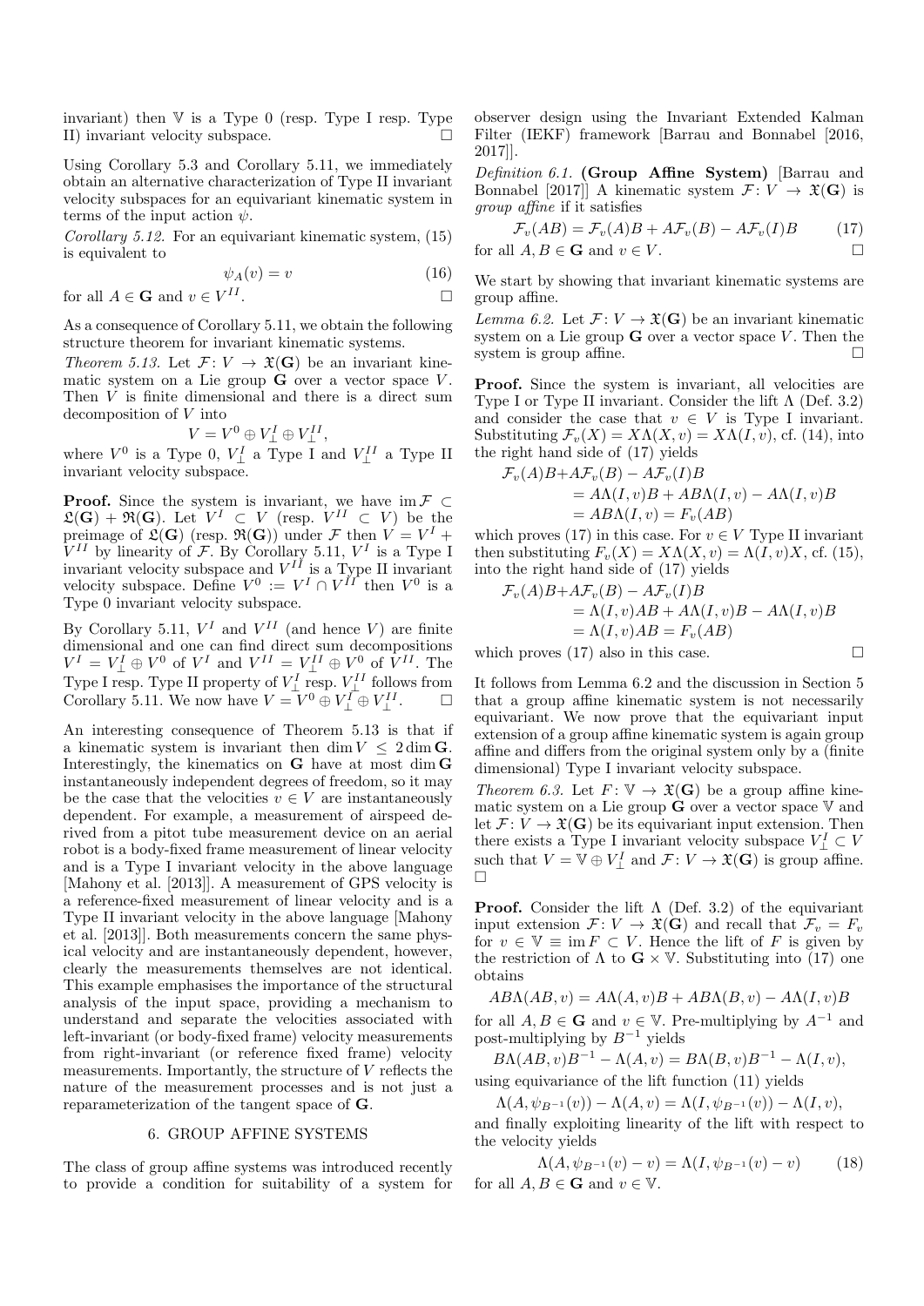invariant) then $\mathbb{V}$ is a Type 0 (resp. Type I resp. Type II) invariant velocity subspace. $\square$

Using Corollary 5.3 and Corollary 5.11, we immediately obtain an alternative characterization of Type II invariant velocity subspaces for an equivariant kinematic system in terms of the input action $\psi$.

*Corollary 5.12.* For an equivariant kinematic system, (15) is equivalent to

$$\psi_A(v) = v \tag{16}$$

for all $A \in \mathbf{G}$ and $v \in V^{II}$. $\square$

As a consequence of Corollary 5.11, we obtain the following structure theorem for invariant kinematic systems.

*Theorem 5.13.* Let $\mathcal{F}\colon V \to \mathfrak{X}(\mathbf{G})$ be an invariant kinematic system on a Lie group $\mathbf{G}$ over a vector space $V$. Then $V$ is finite dimensional and there is a direct sum decomposition of $V$ into

$$V = V^0 \oplus V^I_\perp \oplus V^{II}_\perp,$$

where $V^0$ is a Type 0, $V^I_\perp$ a Type I and $V^{II}_\perp$ a Type II invariant velocity subspace.

**Proof.** Since the system is invariant, we have $\operatorname{im} \mathcal{F} \subset \mathfrak{L}(\mathbf{G}) + \mathfrak{R}(\mathbf{G})$. Let $V^I \subset V$ (resp. $V^{II} \subset V$) be the preimage of $\mathfrak{L}(\mathbf{G})$ (resp. $\mathfrak{R}(\mathbf{G})$) under $\mathcal{F}$ then $V = V^I + V^{II}$ by linearity of $\mathcal{F}$. By Corollary 5.11, $V^I$ is a Type I invariant velocity subspace and $V^{II}$ is a Type II invariant velocity subspace. Define $V^0 := V^I \cap V^{II}$ then $V^0$ is a Type 0 invariant velocity subspace.

By Corollary 5.11, $V^I$ and $V^{II}$ (and hence $V$) are finite dimensional and one can find direct sum decompositions $V^I = V^I_\perp \oplus V^0$ of $V^I$ and $V^{II} = V^{II}_\perp \oplus V^0$ of $V^{II}$. The Type I resp. Type II property of $V^I_\perp$ resp. $V^{II}_\perp$ follows from Corollary 5.11. We now have $V = V^0 \oplus V^I_\perp \oplus V^{II}_\perp$. $\square$

An interesting consequence of Theorem 5.13 is that if a kinematic system is invariant then $\dim V \leq 2 \dim \mathbf{G}$. Interestingly, the kinematics on $\mathbf{G}$ have at most $\dim \mathbf{G}$ instantaneously independent degrees of freedom, so it may be the case that the velocities $v \in V$ are instantaneously dependent. For example, a measurement of airspeed derived from a pitot tube measurement device on an aerial robot is a body-fixed frame measurement of linear velocity and is a Type I invariant velocity in the above language [Mahony et al. [2013]]. A measurement of GPS velocity is a reference-fixed measurement of linear velocity and is a Type II invariant velocity in the above language [Mahony et al. [2013]]. Both measurements concern the same physical velocity and are instantaneously dependent, however, clearly the measurements themselves are not identical. This example emphasises the importance of the structural analysis of the input space, providing a mechanism to understand and separate the velocities associated with left-invariant (or body-fixed frame) velocity measurements from right-invariant (or reference fixed frame) velocity measurements. Importantly, the structure of $V$ reflects the nature of the measurement processes and is not just a reparameterization of the tangent space of $\mathbf{G}$.

## 6. GROUP AFFINE SYSTEMS

The class of group affine systems was introduced recently to provide a condition for suitability of a system for observer design using the Invariant Extended Kalman Filter (IEKF) framework [Barrau and Bonnabel [2016, 2017]].

*Definition 6.1.* **(Group Affine System)** [Barrau and Bonnabel [2017]] A kinematic system $\mathcal{F}\colon V \to \mathfrak{X}(\mathbf{G})$ is *group affine* if it satisfies

$$\mathcal{F}_v(AB) = \mathcal{F}_v(A)B + A\mathcal{F}_v(B) - A\mathcal{F}_v(I)B \tag{17}$$

for all $A, B \in \mathbf{G}$ and $v \in V$. $\square$

We start by showing that invariant kinematic systems are group affine.

*Lemma 6.2.* Let $\mathcal{F}\colon V \to \mathfrak{X}(\mathbf{G})$ be an invariant kinematic system on a Lie group $\mathbf{G}$ over a vector space $V$. Then the system is group affine. $\square$

**Proof.** Since the system is invariant, all velocities are Type I or Type II invariant. Consider the lift $\Lambda$ (Def. 3.2) and consider the case that $v \in V$ is Type I invariant. Substituting $\mathcal{F}_v(X) = X\Lambda(X, v) = X\Lambda(I, v)$, cf. (14), into the right hand side of (17) yields

$$\begin{aligned}
\mathcal{F}_v(A)B + &A\mathcal{F}_v(B) - A\mathcal{F}_v(I)B \\
&= A\Lambda(I, v)B + AB\Lambda(I, v) - A\Lambda(I, v)B \\
&= AB\Lambda(I, v) = F_v(AB)
\end{aligned}$$

which proves (17) in this case. For $v \in V$ Type II invariant then substituting $F_v(X) = X\Lambda(X, v) = \Lambda(I, v)X$, cf. (15), into the right hand side of (17) yields

$$\begin{aligned}
\mathcal{F}_v(A)B + &A\mathcal{F}_v(B) - A\mathcal{F}_v(I)B \\
&= \Lambda(I, v)AB + A\Lambda(I, v)B - A\Lambda(I, v)B \\
&= \Lambda(I, v)AB = F_v(AB)
\end{aligned}$$

which proves (17) also in this case. $\square$

It follows from Lemma 6.2 and the discussion in Section 5 that a group affine kinematic system is not necessarily equivariant. We now prove that the equivariant input extension of a group affine kinematic system is again group affine and differs from the original system only by a (finite dimensional) Type I invariant velocity subspace.

*Theorem 6.3.* Let $F\colon \mathbb{V} \to \mathfrak{X}(\mathbf{G})$ be a group affine kinematic system on a Lie group $\mathbf{G}$ over a vector space $\mathbb{V}$ and let $\mathcal{F}\colon V \to \mathfrak{X}(\mathbf{G})$ be its equivariant input extension. Then there exists a Type I invariant velocity subspace $V^I_\perp \subset V$ such that $V = \mathbb{V} \oplus V^I_\perp$ and $\mathcal{F}\colon V \to \mathfrak{X}(\mathbf{G})$ is group affine. $\square$

**Proof.** Consider the lift $\Lambda$ (Def. 3.2) of the equivariant input extension $\mathcal{F}\colon V \to \mathfrak{X}(\mathbf{G})$ and recall that $\mathcal{F}_v = F_v$ for $v \in \mathbb{V} \equiv \operatorname{im} F \subset V$. Hence the lift of $F$ is given by the restriction of $\Lambda$ to $\mathbf{G} \times \mathbb{V}$. Substituting into (17) one obtains

$$AB\Lambda(AB, v) = A\Lambda(A, v)B + AB\Lambda(B, v) - A\Lambda(I, v)B$$

for all $A, B \in \mathbf{G}$ and $v \in \mathbb{V}$. Pre-multiplying by $A^{-1}$ and post-multiplying by $B^{-1}$ yields

$$B\Lambda(AB, v)B^{-1} - \Lambda(A, v) = B\Lambda(B, v)B^{-1} - \Lambda(I, v),$$

using equivariance of the lift function (11) yields

$$\Lambda(A, \psi_{B^{-1}}(v)) - \Lambda(A, v) = \Lambda(I, \psi_{B^{-1}}(v)) - \Lambda(I, v),$$

and finally exploiting linearity of the lift with respect to the velocity yields

$$\Lambda(A, \psi_{B^{-1}}(v) - v) = \Lambda(I, \psi_{B^{-1}}(v) - v) \tag{18}$$

for all $A, B \in \mathbf{G}$ and $v \in \mathbb{V}$.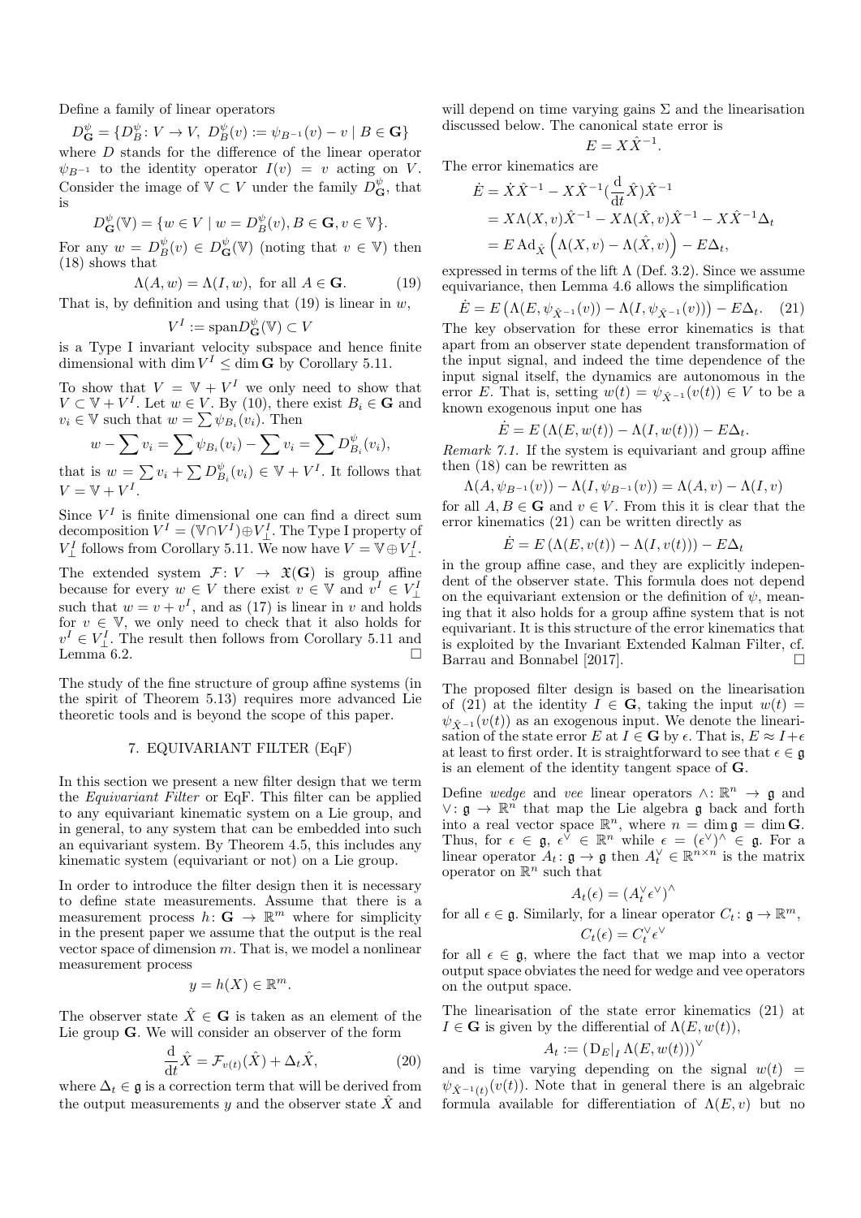Define a family of linear operators

$$D^\psi_{\mathbf{G}} = \{D^\psi_B : V \to V,\ D^\psi_B(v) := \psi_{B^{-1}}(v) - v \mid B \in \mathbf{G}\}$$

where $D$ stands for the difference of the linear operator $\psi_{B^{-1}}$ to the identity operator $I(v) = v$ acting on $V$. Consider the image of $\mathbb{V} \subset V$ under the family $D^\psi_{\mathbf{G}}$, that is

$$D^\psi_{\mathbf{G}}(\mathbb{V}) = \{w \in V \mid w = D^\psi_B(v), B \in \mathbf{G}, v \in \mathbb{V}\}.$$

For any $w = D^\psi_B(v) \in D^\psi_{\mathbf{G}}(\mathbb{V})$ (noting that $v \in \mathbb{V}$) then (18) shows that

$$\Lambda(A, w) = \Lambda(I, w), \text{ for all } A \in \mathbf{G}. \tag{19}$$

That is, by definition and using that (19) is linear in $w$,

$$V^I := \operatorname{span} D^\psi_{\mathbf{G}}(\mathbb{V}) \subset V$$

is a Type I invariant velocity subspace and hence finite dimensional with $\dim V^I \leq \dim \mathbf{G}$ by Corollary 5.11.

To show that $V = \mathbb{V} + V^I$ we only need to show that $V \subset \mathbb{V} + V^I$. Let $w \in V$. By (10), there exist $B_i \in \mathbf{G}$ and $v_i \in \mathbb{V}$ such that $w = \sum \psi_{B_i}(v_i)$. Then

$$w - \sum v_i = \sum \psi_{B_i}(v_i) - \sum v_i = \sum D^\psi_{B_i}(v_i),$$

that is $w = \sum v_i + \sum D^\psi_{B_i}(v_i) \in \mathbb{V} + V^I$. It follows that $V = \mathbb{V} + V^I$.

Since $V^I$ is finite dimensional one can find a direct sum decomposition $V^I = (\mathbb{V} \cap V^I) \oplus V^I_\perp$. The Type I property of $V^I_\perp$ follows from Corollary 5.11. We now have $V = \mathbb{V} \oplus V^I_\perp$.

The extended system $\mathcal{F} : V \to \mathfrak{X}(\mathbf{G})$ is group affine because for every $w \in V$ there exist $v \in \mathbb{V}$ and $v^I \in V^I_\perp$ such that $w = v + v^I$, and as (17) is linear in $v$ and holds for $v \in \mathbb{V}$, we only need to check that it also holds for $v^I \in V^I_\perp$. The result then follows from Corollary 5.11 and Lemma 6.2. □

The study of the fine structure of group affine systems (in the spirit of Theorem 5.13) requires more advanced Lie theoretic tools and is beyond the scope of this paper.

## 7. EQUIVARIANT FILTER (EqF)

In this section we present a new filter design that we term the *Equivariant Filter* or EqF. This filter can be applied to any equivariant kinematic system on a Lie group, and in general, to any system that can be embedded into such an equivariant system. By Theorem 4.5, this includes any kinematic system (equivariant or not) on a Lie group.

In order to introduce the filter design then it is necessary to define state measurements. Assume that there is a measurement process $h : \mathbf{G} \to \mathbb{R}^m$ where for simplicity in the present paper we assume that the output is the real vector space of dimension $m$. That is, we model a nonlinear measurement process

$$y = h(X) \in \mathbb{R}^m.$$

The observer state $\hat{X} \in \mathbf{G}$ is taken as an element of the Lie group $\mathbf{G}$. We will consider an observer of the form

$$\frac{\mathrm{d}}{\mathrm{d}t}\hat{X} = \mathcal{F}_{v(t)}(\hat{X}) + \Delta_t \hat{X}, \tag{20}$$

where $\Delta_t \in \mathfrak{g}$ is a correction term that will be derived from the output measurements $y$ and the observer state $\hat{X}$ and will depend on time varying gains $\Sigma$ and the linearisation discussed below. The canonical state error is

$$E = X\hat{X}^{-1}.$$

The error kinematics are

$$\begin{aligned}
\dot{E} &= \dot{X}\hat{X}^{-1} - X\hat{X}^{-1}(\frac{\mathrm{d}}{\mathrm{d}t}\hat{X})\hat{X}^{-1} \\
&= X\Lambda(X, v)\hat{X}^{-1} - X\Lambda(\hat{X}, v)\hat{X}^{-1} - X\hat{X}^{-1}\Delta_t \\
&= E \operatorname{Ad}_{\hat{X}}\left(\Lambda(X, v) - \Lambda(\hat{X}, v)\right) - E\Delta_t,
\end{aligned}$$

expressed in terms of the lift $\Lambda$ (Def. 3.2). Since we assume equivariance, then Lemma 4.6 allows the simplification

$$\dot{E} = E\left(\Lambda(E, \psi_{\hat{X}^{-1}}(v)) - \Lambda(I, \psi_{\hat{X}^{-1}}(v))\right) - E\Delta_t. \tag{21}$$

The key observation for these error kinematics is that apart from an observer state dependent transformation of the input signal, and indeed the time dependence of the input signal itself, the dynamics are autonomous in the error $E$. That is, setting $w(t) = \psi_{\hat{X}^{-1}}(v(t)) \in V$ to be a known exogenous input one has

$$\dot{E} = E\left(\Lambda(E, w(t)) - \Lambda(I, w(t))\right) - E\Delta_t.$$

*Remark 7.1.* If the system is equivariant and group affine then (18) can be rewritten as

$$\Lambda(A, \psi_{B^{-1}}(v)) - \Lambda(I, \psi_{B^{-1}}(v)) = \Lambda(A, v) - \Lambda(I, v)$$

for all $A, B \in \mathbf{G}$ and $v \in V$. From this it is clear that the error kinematics (21) can be written directly as

$$\dot{E} = E\left(\Lambda(E, v(t)) - \Lambda(I, v(t))\right) - E\Delta_t$$

in the group affine case, and they are explicitly independent of the observer state. This formula does not depend on the equivariant extension or the definition of $\psi$, meaning that it also holds for a group affine system that is not equivariant. It is this structure of the error kinematics that is exploited by the Invariant Extended Kalman Filter, cf. Barrau and Bonnabel [2017]. □

The proposed filter design is based on the linearisation of (21) at the identity $I \in \mathbf{G}$, taking the input $w(t) = \psi_{\hat{X}^{-1}}(v(t))$ as an exogenous input. We denote the linearisation of the state error $E$ at $I \in \mathbf{G}$ by $\epsilon$. That is, $E \approx I + \epsilon$ at least to first order. It is straightforward to see that $\epsilon \in \mathfrak{g}$ is an element of the identity tangent space of $\mathbf{G}$.

Define *wedge* and *vee* linear operators $\wedge : \mathbb{R}^n \to \mathfrak{g}$ and $\vee : \mathfrak{g} \to \mathbb{R}^n$ that map the Lie algebra $\mathfrak{g}$ back and forth into a real vector space $\mathbb{R}^n$, where $n = \dim \mathfrak{g} = \dim \mathbf{G}$. Thus, for $\epsilon \in \mathfrak{g}$, $\epsilon^\vee \in \mathbb{R}^n$ while $\epsilon = (\epsilon^\vee)^\wedge \in \mathfrak{g}$. For a linear operator $A_t : \mathfrak{g} \to \mathfrak{g}$ then $A^\vee_t \in \mathbb{R}^{n \times n}$ is the matrix operator on $\mathbb{R}^n$ such that

$$A_t(\epsilon) = (A^\vee_t \epsilon^\vee)^\wedge$$

for all $\epsilon \in \mathfrak{g}$. Similarly, for a linear operator $C_t : \mathfrak{g} \to \mathbb{R}^m$,

$$C_t(\epsilon) = C^\vee_t \epsilon^\vee$$

for all $\epsilon \in \mathfrak{g}$, where the fact that we map into a vector output space obviates the need for wedge and vee operators on the output space.

The linearisation of the state error kinematics (21) at $I \in \mathbf{G}$ is given by the differential of $\Lambda(E, w(t))$,

$$A_t := \left(\mathrm{D}_E|_I \Lambda(E, w(t))\right)^\vee$$

and is time varying depending on the signal $w(t) = \psi_{\hat{X}^{-1}(t)}(v(t))$. Note that in general there is an algebraic formula available for differentiation of $\Lambda(E, v)$ but no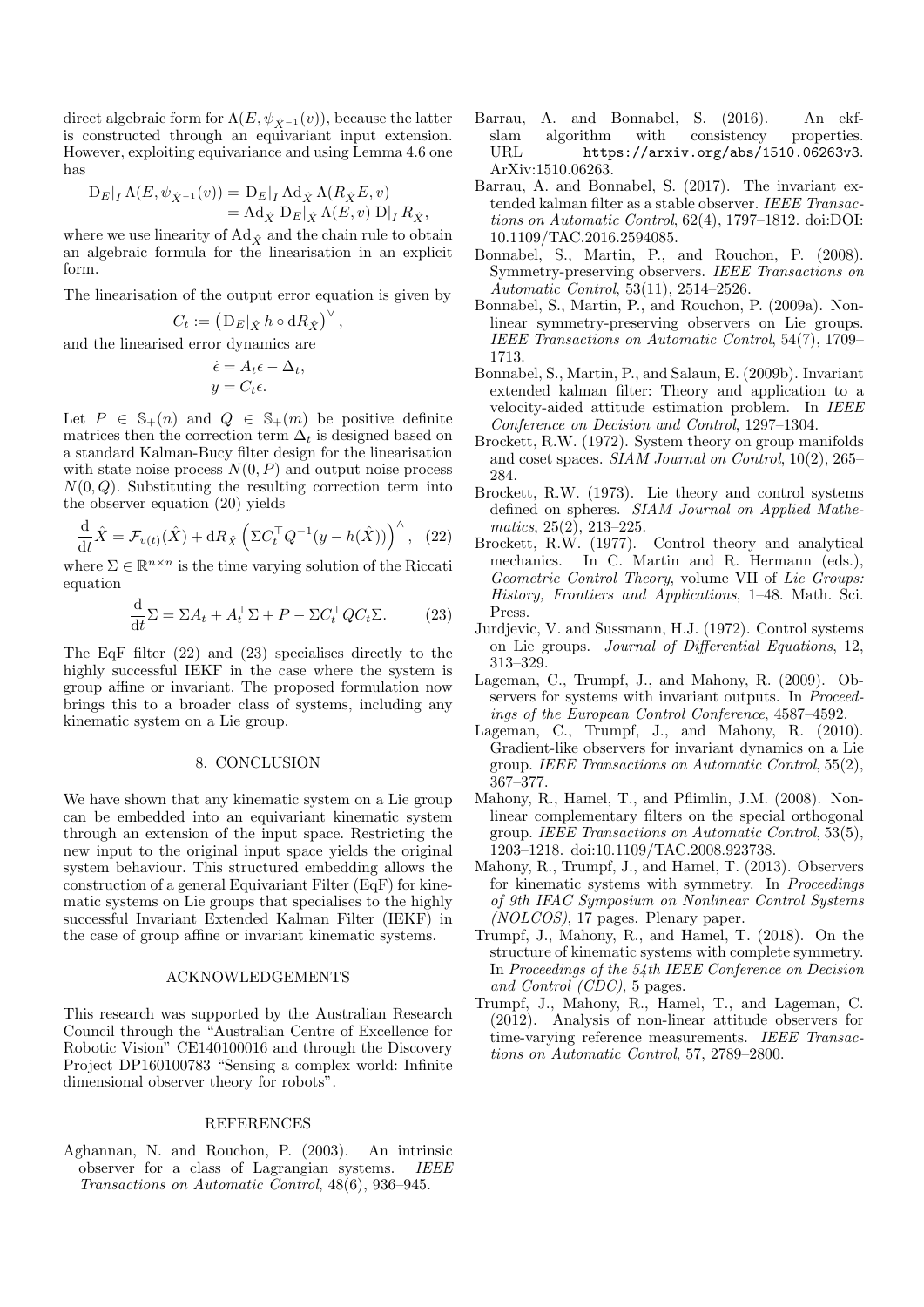direct algebraic form for $\Lambda(E, \psi_{\hat{X}^{-1}}(v))$, because the latter is constructed through an equivariant input extension. However, exploiting equivariance and using Lemma 4.6 one has

$$\begin{aligned}
\mathrm{D}_E|_I \Lambda(E, \psi_{\hat{X}^{-1}}(v)) &= \mathrm{D}_E|_I \mathrm{Ad}_{\hat{X}} \Lambda(R_{\hat{X}} E, v) \\
&= \mathrm{Ad}_{\hat{X}} \mathrm{D}_E|_{\hat{X}} \Lambda(E, v) \, \mathrm{D}|_I R_{\hat{X}},
\end{aligned}$$

where we use linearity of $\mathrm{Ad}_{\hat{X}}$ and the chain rule to obtain an algebraic formula for the linearisation in an explicit form.

The linearisation of the output error equation is given by

$$C_t := \left( \mathrm{D}_E|_{\hat{X}} h \circ \mathrm{d}R_{\hat{X}} \right)^{\vee},$$

and the linearised error dynamics are

$$\begin{aligned}
\dot{\epsilon} &= A_t \epsilon - \Delta_t, \\
y &= C_t \epsilon.
\end{aligned}$$

Let $P \in \mathbb{S}_+(n)$ and $Q \in \mathbb{S}_+(m)$ be positive definite matrices then the correction term $\Delta_t$ is designed based on a standard Kalman-Bucy filter design for the linearisation with state noise process $N(0, P)$ and output noise process $N(0, Q)$. Substituting the resulting correction term into the observer equation (20) yields

$$\frac{\mathrm{d}}{\mathrm{d}t} \hat{X} = \mathcal{F}_{v(t)}(\hat{X}) + \mathrm{d}R_{\hat{X}} \left( \Sigma C_t^\top Q^{-1} (y - h(\hat{X})) \right)^{\wedge}, \quad (22)$$

where $\Sigma \in \mathbb{R}^{n \times n}$ is the time varying solution of the Riccati equation

$$\frac{\mathrm{d}}{\mathrm{d}t} \Sigma = \Sigma A_t + A_t^\top \Sigma + P - \Sigma C_t^\top Q C_t \Sigma. \quad (23)$$

The EqF filter (22) and (23) specialises directly to the highly successful IEKF in the case where the system is group affine or invariant. The proposed formulation now brings this to a broader class of systems, including any kinematic system on a Lie group.

## 8. CONCLUSION

We have shown that any kinematic system on a Lie group can be embedded into an equivariant kinematic system through an extension of the input space. Restricting the new input to the original input space yields the original system behaviour. This structured embedding allows the construction of a general Equivariant Filter (EqF) for kinematic systems on Lie groups that specialises to the highly successful Invariant Extended Kalman Filter (IEKF) in the case of group affine or invariant kinematic systems.

## ACKNOWLEDGEMENTS

This research was supported by the Australian Research Council through the "Australian Centre of Excellence for Robotic Vision" CE140100016 and through the Discovery Project DP160100783 "Sensing a complex world: Infinite dimensional observer theory for robots".

## REFERENCES

Aghannan, N. and Rouchon, P. (2003). An intrinsic observer for a class of Lagrangian systems. *IEEE Transactions on Automatic Control*, 48(6), 936–945.

Barrau, A. and Bonnabel, S. (2016). An ekf-slam algorithm with consistency properties. URL `https://arxiv.org/abs/1510.06263v3`. ArXiv:1510.06263.

Barrau, A. and Bonnabel, S. (2017). The invariant extended kalman filter as a stable observer. *IEEE Transactions on Automatic Control*, 62(4), 1797–1812. doi:DOI: 10.1109/TAC.2016.2594085.

Bonnabel, S., Martin, P., and Rouchon, P. (2008). Symmetry-preserving observers. *IEEE Transactions on Automatic Control*, 53(11), 2514–2526.

Bonnabel, S., Martin, P., and Rouchon, P. (2009a). Nonlinear symmetry-preserving observers on Lie groups. *IEEE Transactions on Automatic Control*, 54(7), 1709–1713.

Bonnabel, S., Martin, P., and Salaun, E. (2009b). Invariant extended kalman filter: Theory and application to a velocity-aided attitude estimation problem. In *IEEE Conference on Decision and Control*, 1297–1304.

Brockett, R.W. (1972). System theory on group manifolds and coset spaces. *SIAM Journal on Control*, 10(2), 265–284.

Brockett, R.W. (1973). Lie theory and control systems defined on spheres. *SIAM Journal on Applied Mathematics*, 25(2), 213–225.

Brockett, R.W. (1977). Control theory and analytical mechanics. In C. Martin and R. Hermann (eds.), *Geometric Control Theory*, volume VII of *Lie Groups: History, Frontiers and Applications*, 1–48. Math. Sci. Press.

Jurdjevic, V. and Sussmann, H.J. (1972). Control systems on Lie groups. *Journal of Differential Equations*, 12, 313–329.

Lageman, C., Trumpf, J., and Mahony, R. (2009). Observers for systems with invariant outputs. In *Proceedings of the European Control Conference*, 4587–4592.

Lageman, C., Trumpf, J., and Mahony, R. (2010). Gradient-like observers for invariant dynamics on a Lie group. *IEEE Transactions on Automatic Control*, 55(2), 367–377.

Mahony, R., Hamel, T., and Pflimlin, J.M. (2008). Nonlinear complementary filters on the special orthogonal group. *IEEE Transactions on Automatic Control*, 53(5), 1203–1218. doi:10.1109/TAC.2008.923738.

Mahony, R., Trumpf, J., and Hamel, T. (2013). Observers for kinematic systems with symmetry. In *Proceedings of 9th IFAC Symposium on Nonlinear Control Systems (NOLCOS)*, 17 pages. Plenary paper.

Trumpf, J., Mahony, R., and Hamel, T. (2018). On the structure of kinematic systems with complete symmetry. In *Proceedings of the 54th IEEE Conference on Decision and Control (CDC)*, 5 pages.

Trumpf, J., Mahony, R., Hamel, T., and Lageman, C. (2012). Analysis of non-linear attitude observers for time-varying reference measurements. *IEEE Transactions on Automatic Control*, 57, 2789–2800.